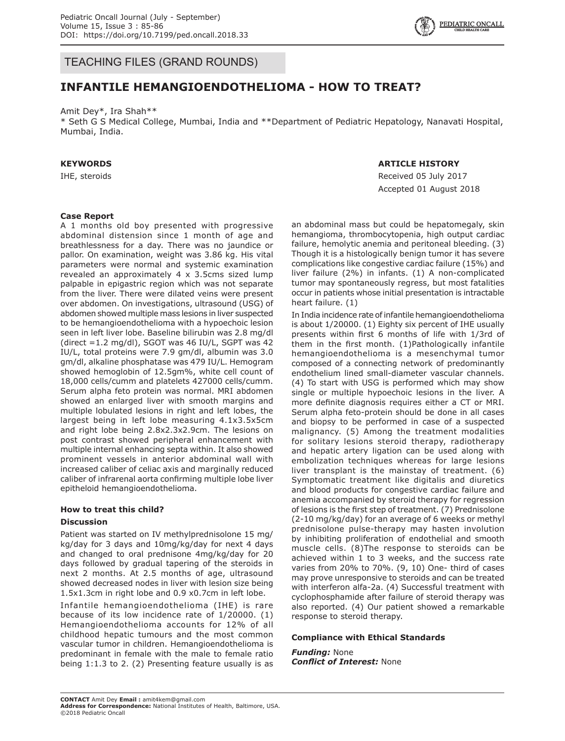## TEACHING FILES (GRAND ROUNDS)

# INFANTILE HEMANGIOENDOTHELIOMA - HOW TO TREAT?

Amit Dey*, Ira Shah**

* Seth G S Medical College, Mumbai, India and **Department of Pediatric Hepatology, Nanavati Hospital, Mumbai, India.

**KEYWORDS**

IHE, steroids

**ARTICLE HISTORY**

Received 05 July 2017

Accepted 01 August 2018

### Case Report

A 1 months old boy presented with progressive abdominal distension since 1 month of age and breathlessness for a day. There was no jaundice or pallor. On examination, weight was 3.86 kg. His vital parameters were normal and systemic examination revealed an approximately 4 x 3.5cms sized lump palpable in epigastric region which was not separate from the liver. There were dilated veins were present over abdomen. On investigations, ultrasound (USG) of abdomen showed multiple mass lesions in liver suspected to be hemangioendothelioma with a hypoechoic lesion seen in left liver lobe. Baseline bilirubin was 2.8 mg/dl (direct =1.2 mg/dl), SGOT was 46 IU/L, SGPT was 42 IU/L, total proteins were 7.9 gm/dl, albumin was 3.0 gm/dl, alkaline phosphatase was 479 IU/L. Hemogram showed hemoglobin of 12.5gm%, white cell count of 18,000 cells/cumm and platelets 427000 cells/cumm. Serum alpha feto protein was normal. MRI abdomen showed an enlarged liver with smooth margins and multiple lobulated lesions in right and left lobes, the largest being in left lobe measuring 4.1x3.5x5cm and right lobe being 2.8x2.3x2.9cm. The lesions on post contrast showed peripheral enhancement with multiple internal enhancing septa within. It also showed prominent vessels in anterior abdominal wall with increased caliber of celiac axis and marginally reduced caliber of infrarenal aorta confirming multiple lobe liver epitheloid hemangioendothelioma.

### How to treat this child?

### Discussion

Patient was started on IV methylprednisolone 15 mg/kg/day for 3 days and 10mg/kg/day for next 4 days and changed to oral prednisone 4mg/kg/day for 20 days followed by gradual tapering of the steroids in next 2 months. At 2.5 months of age, ultrasound showed decreased nodes in liver with lesion size being 1.5x1.3cm in right lobe and 0.9 x0.7cm in left lobe.

Infantile hemangioendothelioma (IHE) is rare because of its low incidence rate of 1/20000. (1) Hemangioendothelioma accounts for 12% of all childhood hepatic tumours and the most common vascular tumor in children. Hemangioendothelioma is predominant in female with the male to female ratio being 1:1.3 to 2. (2) Presenting feature usually is as an abdominal mass but could be hepatomegaly, skin hemangioma, thrombocytopenia, high output cardiac failure, hemolytic anemia and peritoneal bleeding. (3) Though it is a histologically benign tumor it has severe complications like congestive cardiac failure (15%) and liver failure (2%) in infants. (1) A non-complicated tumor may spontaneously regress, but most fatalities occur in patients whose initial presentation is intractable heart failure. (1)

In India incidence rate of infantile hemangioendothelioma is about 1/20000. (1) Eighty six percent of IHE usually presents within first 6 months of life with 1/3rd of them in the first month. (1)Pathologically infantile hemangioendothelioma is a mesenchymal tumor composed of a connecting network of predominantly endothelium lined small-diameter vascular channels. (4) To start with USG is performed which may show single or multiple hypoechoic lesions in the liver. A more definite diagnosis requires either a CT or MRI. Serum alpha feto-protein should be done in all cases and biopsy to be performed in case of a suspected malignancy. (5) Among the treatment modalities for solitary lesions steroid therapy, radiotherapy and hepatic artery ligation can be used along with embolization techniques whereas for large lesions liver transplant is the mainstay of treatment. (6) Symptomatic treatment like digitalis and diuretics and blood products for congestive cardiac failure and anemia accompanied by steroid therapy for regression of lesions is the first step of treatment. (7) Prednisolone (2-10 mg/kg/day) for an average of 6 weeks or methyl prednisolone pulse-therapy may hasten involution by inhibiting proliferation of endothelial and smooth muscle cells. (8)The response to steroids can be achieved within 1 to 3 weeks, and the success rate varies from 20% to 70%. (9, 10) One- third of cases may prove unresponsive to steroids and can be treated with interferon alfa-2a. (4) Successful treatment with cyclophosphamide after failure of steroid therapy was also reported. (4) Our patient showed a remarkable response to steroid therapy.

### Compliance with Ethical Standards

***Funding:*** None

***Conflict of Interest:*** None

**CONTACT** Amit Dey **Email :** amit4kem@gmail.com
**Address for Correspondence:** National Institutes of Health, Baltimore, USA.
©2018 Pediatric Oncall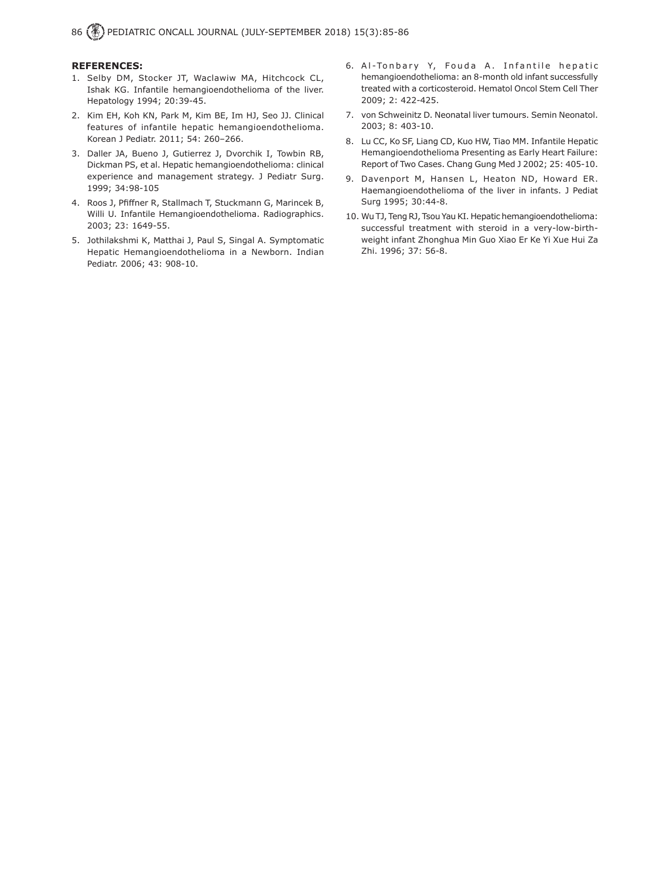**REFERENCES:**

1. Selby DM, Stocker JT, Waclawiw MA, Hitchcock CL, Ishak KG. Infantile hemangioendothelioma of the liver. Hepatology 1994; 20:39-45.
2. Kim EH, Koh KN, Park M, Kim BE, Im HJ, Seo JJ. Clinical features of infantile hepatic hemangioendothelioma. Korean J Pediatr. 2011; 54: 260–266.
3. Daller JA, Bueno J, Gutierrez J, Dvorchik I, Towbin RB, Dickman PS, et al. Hepatic hemangioendothelioma: clinical experience and management strategy. J Pediatr Surg. 1999; 34:98-105
4. Roos J, Pfiffner R, Stallmach T, Stuckmann G, Marincek B, Willi U. Infantile Hemangioendothelioma. Radiographics. 2003; 23: 1649-55.
5. Jothilakshmi K, Matthai J, Paul S, Singal A. Symptomatic Hepatic Hemangioendothelioma in a Newborn. Indian Pediatr. 2006; 43: 908-10.
6. Al-Tonbary Y, Fouda A. Infantile hepatic hemangioendothelioma: an 8-month old infant successfully treated with a corticosteroid. Hematol Oncol Stem Cell Ther 2009; 2: 422-425.
7. von Schweinitz D. Neonatal liver tumours. Semin Neonatol. 2003; 8: 403-10.
8. Lu CC, Ko SF, Liang CD, Kuo HW, Tiao MM. Infantile Hepatic Hemangioendothelioma Presenting as Early Heart Failure: Report of Two Cases. Chang Gung Med J 2002; 25: 405-10.
9. Davenport M, Hansen L, Heaton ND, Howard ER. Haemangioendothelioma of the liver in infants. J Pediat Surg 1995; 30:44-8.
10. Wu TJ, Teng RJ, Tsou Yau KI. Hepatic hemangioendothelioma: successful treatment with steroid in a very-low-birth-weight infant Zhonghua Min Guo Xiao Er Ke Yi Xue Hui Za Zhi. 1996; 37: 56-8.